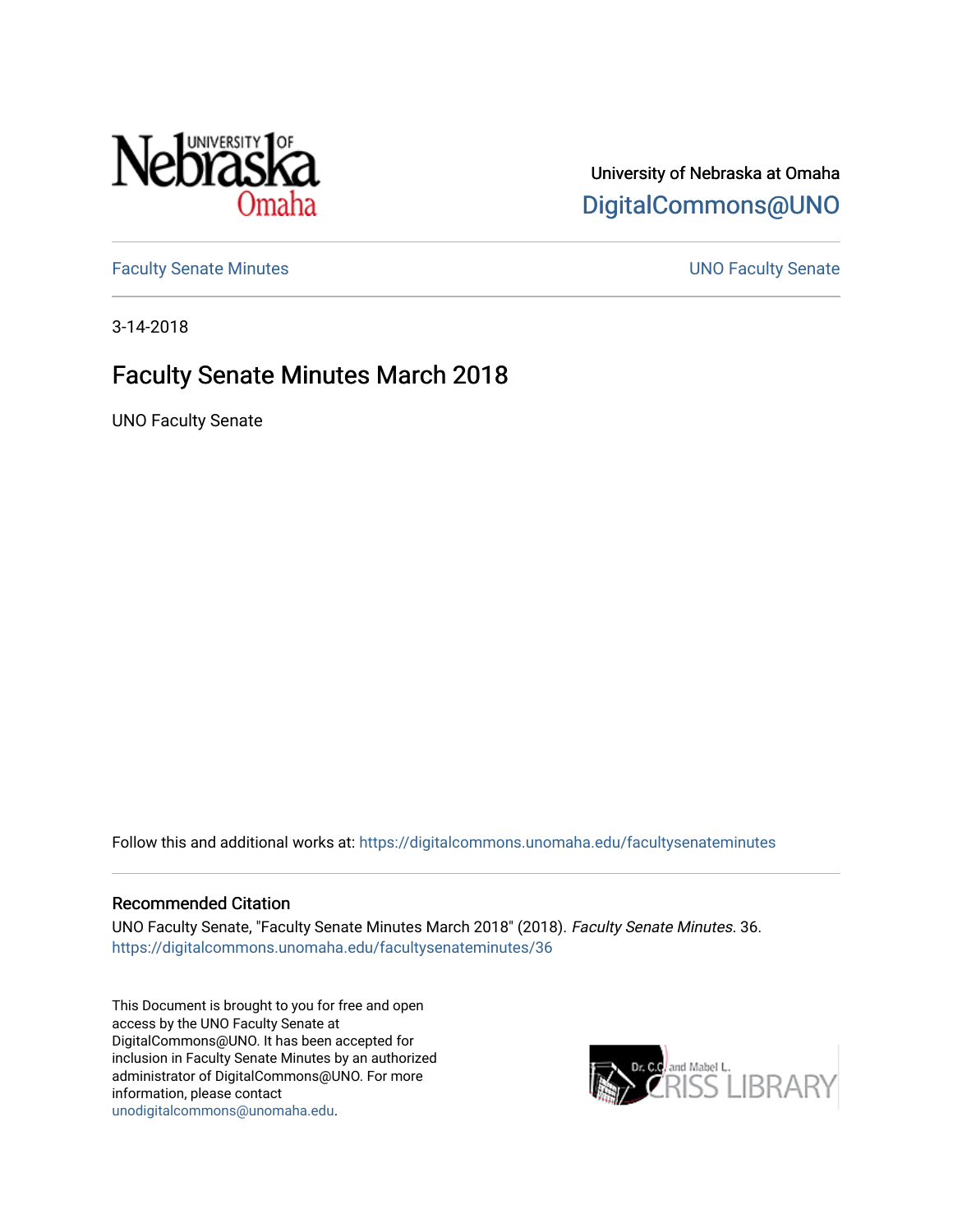University of Nebraska at Omaha

DigitalCommons@UNO

Faculty Senate Minutes

UNO Faculty Senate

3-14-2018

# Faculty Senate Minutes March 2018

UNO Faculty Senate

Follow this and additional works at: https://digitalcommons.unomaha.edu/facultysenateminutes

## Recommended Citation

UNO Faculty Senate, "Faculty Senate Minutes March 2018" (2018). *Faculty Senate Minutes*. 36.
https://digitalcommons.unomaha.edu/facultysenateminutes/36

This Document is brought to you for free and open access by the UNO Faculty Senate at DigitalCommons@UNO. It has been accepted for inclusion in Faculty Senate Minutes by an authorized administrator of DigitalCommons@UNO. For more information, please contact unodigitalcommons@unomaha.edu.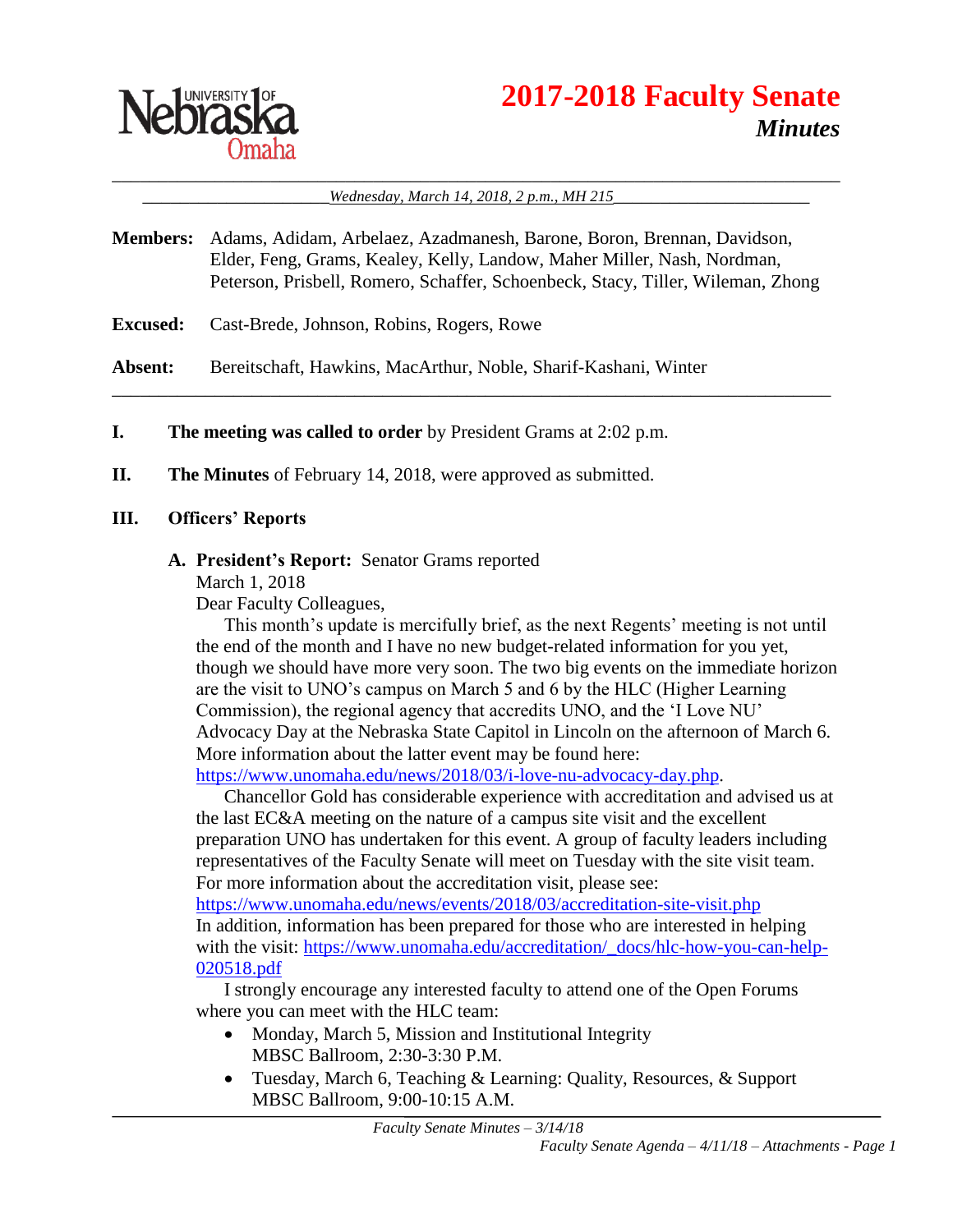# 2017-2018 Faculty Senate

## *Minutes*

*Wednesday, March 14, 2018, 2 p.m., MH 215*

**Members:** Adams, Adidam, Arbelaez, Azadmanesh, Barone, Boron, Brennan, Davidson, Elder, Feng, Grams, Kealey, Kelly, Landow, Maher Miller, Nash, Nordman, Peterson, Prisbell, Romero, Schaffer, Schoenbeck, Stacy, Tiller, Wileman, Zhong

**Excused:** Cast-Brede, Johnson, Robins, Rogers, Rowe

**Absent:** Bereitschaft, Hawkins, MacArthur, Noble, Sharif-Kashani, Winter

---

**I. The meeting was called to order** by President Grams at 2:02 p.m.

**II. The Minutes** of February 14, 2018, were approved as submitted.

**III. Officers' Reports**

**A. President's Report:** Senator Grams reported

March 1, 2018

Dear Faculty Colleagues,

This month's update is mercifully brief, as the next Regents' meeting is not until the end of the month and I have no new budget-related information for you yet, though we should have more very soon. The two big events on the immediate horizon are the visit to UNO's campus on March 5 and 6 by the HLC (Higher Learning Commission), the regional agency that accredits UNO, and the 'I Love NU' Advocacy Day at the Nebraska State Capitol in Lincoln on the afternoon of March 6. More information about the latter event may be found here: https://www.unomaha.edu/news/2018/03/i-love-nu-advocacy-day.php.

Chancellor Gold has considerable experience with accreditation and advised us at the last EC&A meeting on the nature of a campus site visit and the excellent preparation UNO has undertaken for this event. A group of faculty leaders including representatives of the Faculty Senate will meet on Tuesday with the site visit team. For more information about the accreditation visit, please see: https://www.unomaha.edu/news/events/2018/03/accreditation-site-visit.php

In addition, information has been prepared for those who are interested in helping with the visit: https://www.unomaha.edu/accreditation/_docs/hlc-how-you-can-help-020518.pdf

I strongly encourage any interested faculty to attend one of the Open Forums where you can meet with the HLC team:

- Monday, March 5, Mission and Institutional Integrity
  MBSC Ballroom, 2:30-3:30 P.M.
- Tuesday, March 6, Teaching & Learning: Quality, Resources, & Support
  MBSC Ballroom, 9:00-10:15 A.M.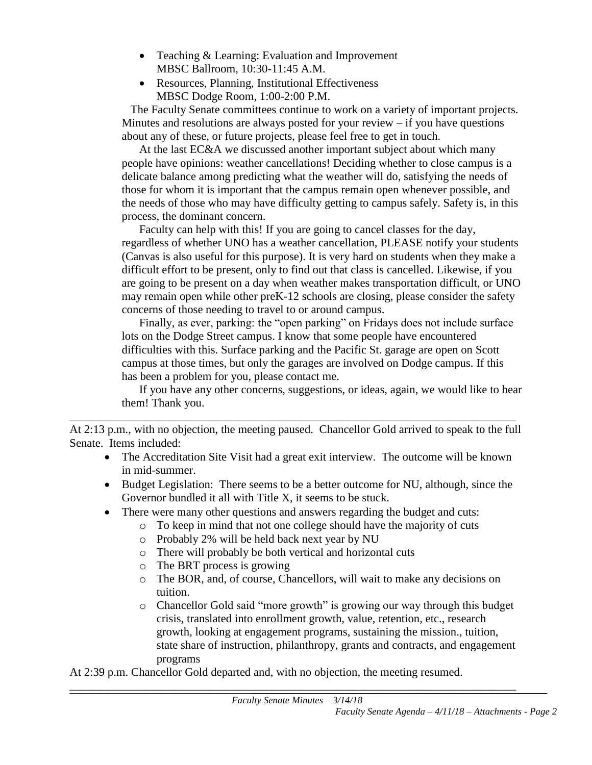- Teaching & Learning: Evaluation and Improvement
  MBSC Ballroom, 10:30-11:45 A.M.
- Resources, Planning, Institutional Effectiveness
  MBSC Dodge Room, 1:00-2:00 P.M.

The Faculty Senate committees continue to work on a variety of important projects. Minutes and resolutions are always posted for your review – if you have questions about any of these, or future projects, please feel free to get in touch.

At the last EC&A we discussed another important subject about which many people have opinions: weather cancellations! Deciding whether to close campus is a delicate balance among predicting what the weather will do, satisfying the needs of those for whom it is important that the campus remain open whenever possible, and the needs of those who may have difficulty getting to campus safely. Safety is, in this process, the dominant concern.

Faculty can help with this! If you are going to cancel classes for the day, regardless of whether UNO has a weather cancellation, PLEASE notify your students (Canvas is also useful for this purpose). It is very hard on students when they make a difficult effort to be present, only to find out that class is cancelled. Likewise, if you are going to be present on a day when weather makes transportation difficult, or UNO may remain open while other preK-12 schools are closing, please consider the safety concerns of those needing to travel to or around campus.

Finally, as ever, parking: the "open parking" on Fridays does not include surface lots on the Dodge Street campus. I know that some people have encountered difficulties with this. Surface parking and the Pacific St. garage are open on Scott campus at those times, but only the garages are involved on Dodge campus. If this has been a problem for you, please contact me.

If you have any other concerns, suggestions, or ideas, again, we would like to hear them! Thank you.

---

At 2:13 p.m., with no objection, the meeting paused. Chancellor Gold arrived to speak to the full Senate. Items included:

- The Accreditation Site Visit had a great exit interview. The outcome will be known in mid-summer.
- Budget Legislation: There seems to be a better outcome for NU, although, since the Governor bundled it all with Title X, it seems to be stuck.
- There were many other questions and answers regarding the budget and cuts:
  - To keep in mind that not one college should have the majority of cuts
  - Probably 2% will be held back next year by NU
  - There will probably be both vertical and horizontal cuts
  - The BRT process is growing
  - The BOR, and, of course, Chancellors, will wait to make any decisions on tuition.
  - Chancellor Gold said "more growth" is growing our way through this budget crisis, translated into enrollment growth, value, retention, etc., research growth, looking at engagement programs, sustaining the mission., tuition, state share of instruction, philanthropy, grants and contracts, and engagement programs

At 2:39 p.m. Chancellor Gold departed and, with no objection, the meeting resumed.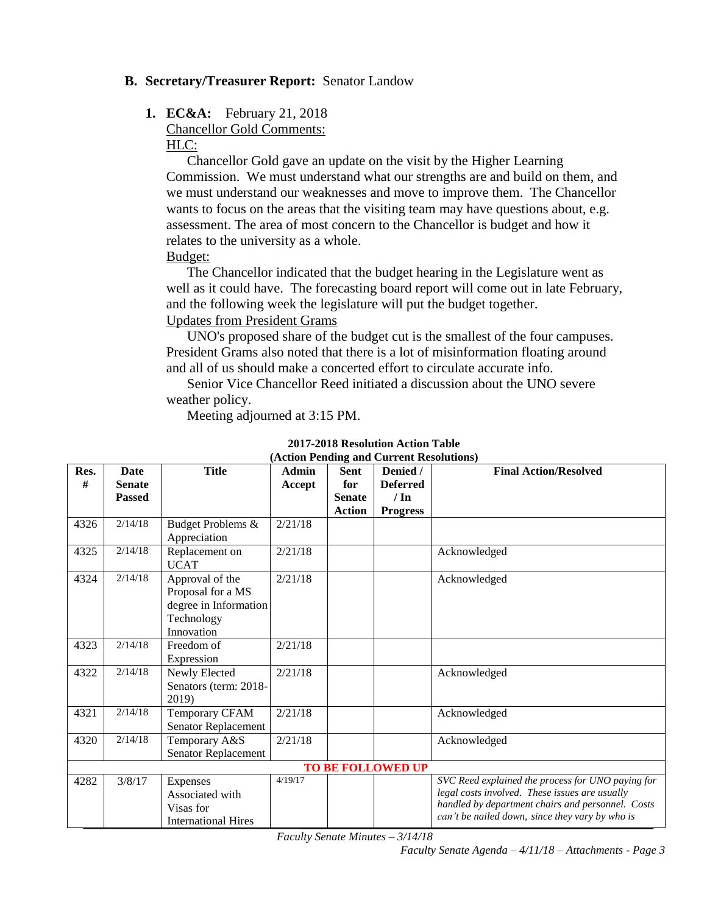## B. Secretary/Treasurer Report: Senator Landow

**1. EC&A:** February 21, 2018

Chancellor Gold Comments:

HLC:

Chancellor Gold gave an update on the visit by the Higher Learning Commission. We must understand what our strengths are and build on them, and we must understand our weaknesses and move to improve them. The Chancellor wants to focus on the areas that the visiting team may have questions about, e.g. assessment. The area of most concern to the Chancellor is budget and how it relates to the university as a whole.

Budget:

The Chancellor indicated that the budget hearing in the Legislature went as well as it could have. The forecasting board report will come out in late February, and the following week the legislature will put the budget together.

Updates from President Grams

UNO's proposed share of the budget cut is the smallest of the four campuses. President Grams also noted that there is a lot of misinformation floating around and all of us should make a concerted effort to circulate accurate info.

Senior Vice Chancellor Reed initiated a discussion about the UNO severe weather policy.

Meeting adjourned at 3:15 PM.

**2017-2018 Resolution Action Table**
**(Action Pending and Current Resolutions)**

| Res. # | Date Senate Passed | Title | Admin Accept | Sent for Senate Action | Denied / Deferred / In Progress | Final Action/Resolved |
|---|---|---|---|---|---|---|
| 4326 | 2/14/18 | Budget Problems & Appreciation | 2/21/18 | | | |
| 4325 | 2/14/18 | Replacement on UCAT | 2/21/18 | | | Acknowledged |
| 4324 | 2/14/18 | Approval of the Proposal for a MS degree in Information Technology Innovation | 2/21/18 | | | Acknowledged |
| 4323 | 2/14/18 | Freedom of Expression | 2/21/18 | | | |
| 4322 | 2/14/18 | Newly Elected Senators (term: 2018-2019) | 2/21/18 | | | Acknowledged |
| 4321 | 2/14/18 | Temporary CFAM Senator Replacement | 2/21/18 | | | Acknowledged |
| 4320 | 2/14/18 | Temporary A&S Senator Replacement | 2/21/18 | | | Acknowledged |
| **TO BE FOLLOWED UP** | | | | | | |
| 4282 | 3/8/17 | Expenses Associated with Visas for International Hires | 4/19/17 | | | *SVC Reed explained the process for UNO paying for legal costs involved. These issues are usually handled by department chairs and personnel. Costs can't be nailed down, since they vary by who is* |

*Faculty Senate Minutes – 3/14/18*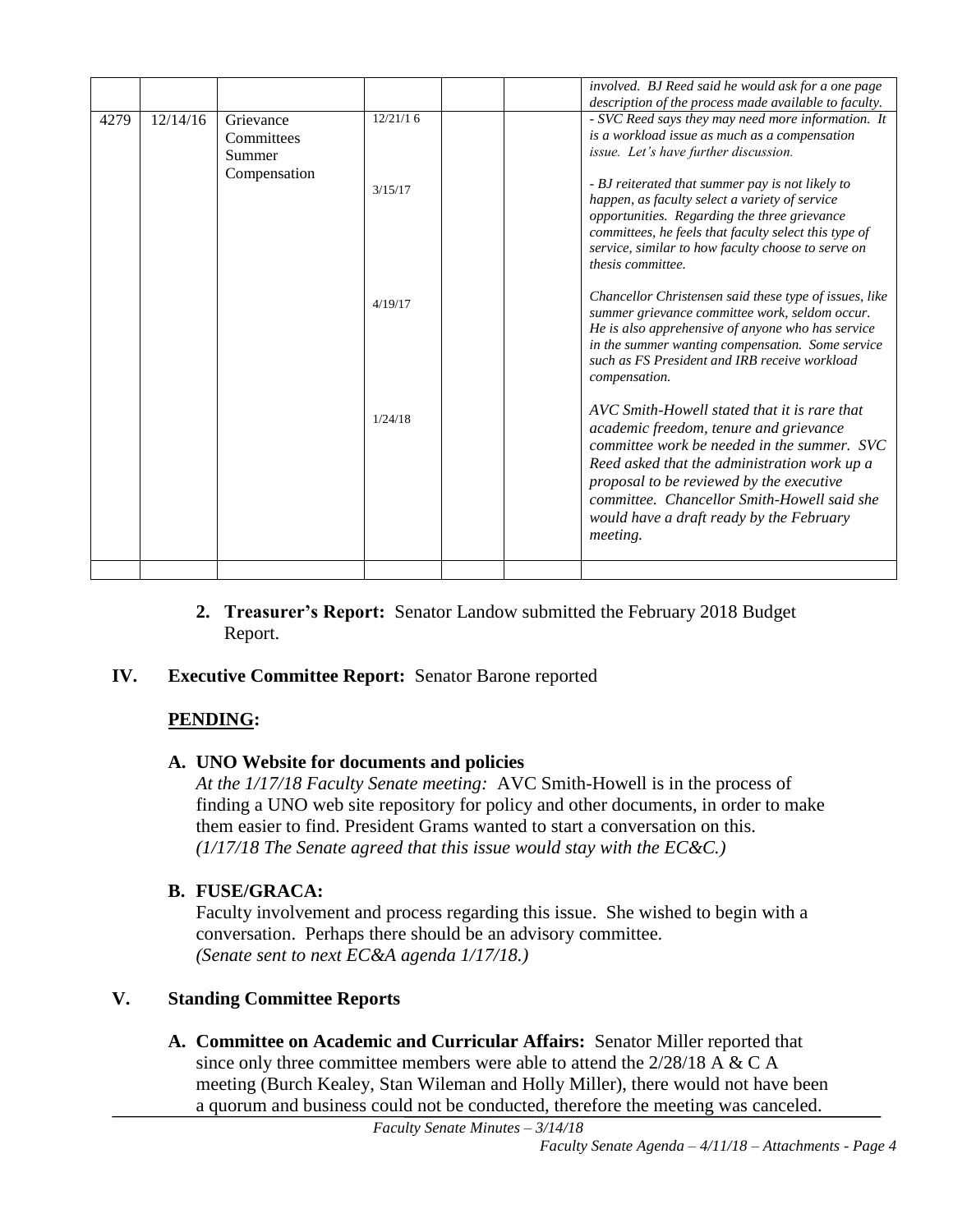| | | | | | | |
|---|---|---|---|---|---|---|
| | | | | | | *involved. BJ Reed said he would ask for a one page description of the process made available to faculty.* |
| 4279 | 12/14/16 | Grievance Committees Summer Compensation | 12/21/1 6 | | | *- SVC Reed says they may need more information. It is a workload issue as much as a compensation issue. Let's have further discussion.* |
| | | | 3/15/17 | | | *- BJ reiterated that summer pay is not likely to happen, as faculty select a variety of service opportunities. Regarding the three grievance committees, he feels that faculty select this type of service, similar to how faculty choose to serve on thesis committee.* |
| | | | 4/19/17 | | | *Chancellor Christensen said these type of issues, like summer grievance committee work, seldom occur. He is also apprehensive of anyone who has service in the summer wanting compensation. Some service such as FS President and IRB receive workload compensation.* |
| | | | 1/24/18 | | | *AVC Smith-Howell stated that it is rare that academic freedom, tenure and grievance committee work be needed in the summer. SVC Reed asked that the administration work up a proposal to be reviewed by the executive committee. Chancellor Smith-Howell said she would have a draft ready by the February meeting.* |
| | | | | | | |

2. **Treasurer's Report:** Senator Landow submitted the February 2018 Budget Report.

**IV. Executive Committee Report:** Senator Barone reported

**PENDING:**

**A. UNO Website for documents and policies**

*At the 1/17/18 Faculty Senate meeting:* AVC Smith-Howell is in the process of finding a UNO web site repository for policy and other documents, in order to make them easier to find. President Grams wanted to start a conversation on this. *(1/17/18 The Senate agreed that this issue would stay with the EC&C.)*

**B. FUSE/GRACA:**

Faculty involvement and process regarding this issue. She wished to begin with a conversation. Perhaps there should be an advisory committee. *(Senate sent to next EC&A agenda 1/17/18.)*

**V. Standing Committee Reports**

**A. Committee on Academic and Curricular Affairs:** Senator Miller reported that since only three committee members were able to attend the 2/28/18 A & C A meeting (Burch Kealey, Stan Wileman and Holly Miller), there would not have been a quorum and business could not be conducted, therefore the meeting was canceled.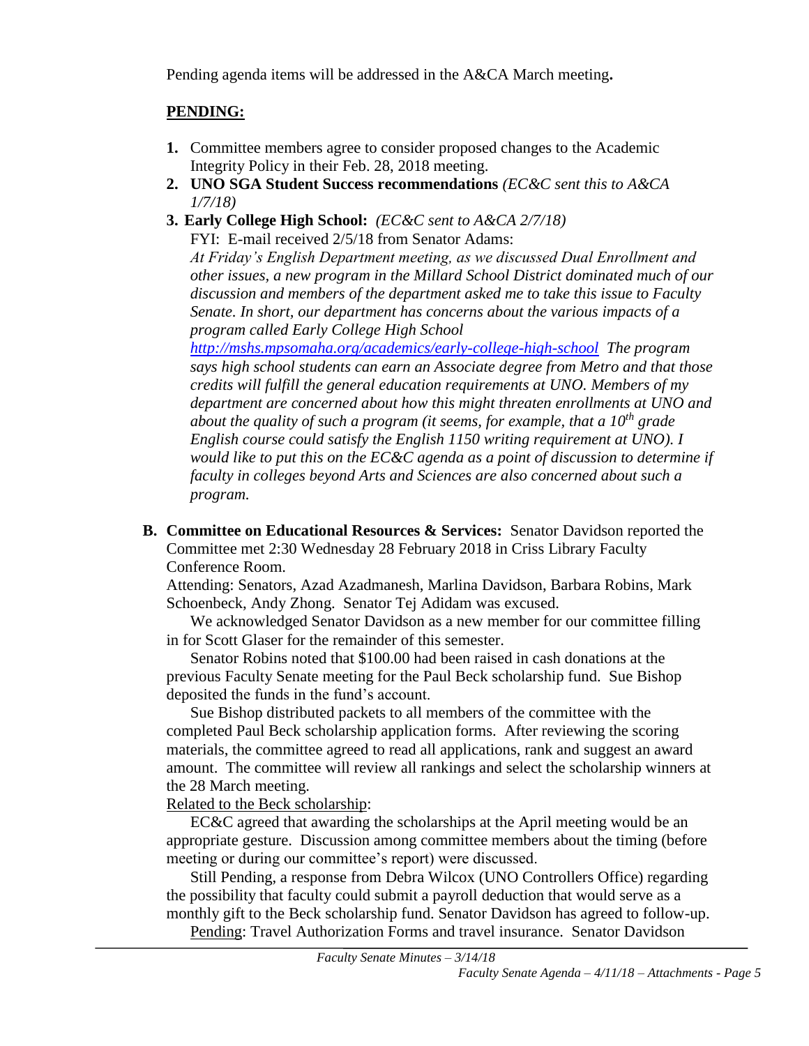Pending agenda items will be addressed in the A&CA March meeting**.**

**PENDING:**

1. Committee members agree to consider proposed changes to the Academic Integrity Policy in their Feb. 28, 2018 meeting.
2. **UNO SGA Student Success recommendations** *(EC&C sent this to A&CA 1/7/18)*
3. **Early College High School:** *(EC&C sent to A&CA 2/7/18)*

   FYI: E-mail received 2/5/18 from Senator Adams:

   *At Friday's English Department meeting, as we discussed Dual Enrollment and other issues, a new program in the Millard School District dominated much of our discussion and members of the department asked me to take this issue to Faculty Senate. In short, our department has concerns about the various impacts of a program called Early College High School [http://mshs.mpsomaha.org/academics/early-college-high-school](http://mshs.mpsomaha.org/academics/early-college-high-school) The program says high school students can earn an Associate degree from Metro and that those credits will fulfill the general education requirements at UNO. Members of my department are concerned about how this might threaten enrollments at UNO and about the quality of such a program (it seems, for example, that a 10th grade English course could satisfy the English 1150 writing requirement at UNO). I would like to put this on the EC&C agenda as a point of discussion to determine if faculty in colleges beyond Arts and Sciences are also concerned about such a program.*

**B. Committee on Educational Resources & Services:** Senator Davidson reported the Committee met 2:30 Wednesday 28 February 2018 in Criss Library Faculty Conference Room.

Attending: Senators, Azad Azadmanesh, Marlina Davidson, Barbara Robins, Mark Schoenbeck, Andy Zhong. Senator Tej Adidam was excused.

We acknowledged Senator Davidson as a new member for our committee filling in for Scott Glaser for the remainder of this semester.

Senator Robins noted that $100.00 had been raised in cash donations at the previous Faculty Senate meeting for the Paul Beck scholarship fund. Sue Bishop deposited the funds in the fund's account.

Sue Bishop distributed packets to all members of the committee with the completed Paul Beck scholarship application forms. After reviewing the scoring materials, the committee agreed to read all applications, rank and suggest an award amount. The committee will review all rankings and select the scholarship winners at the 28 March meeting.

Related to the Beck scholarship:

EC&C agreed that awarding the scholarships at the April meeting would be an appropriate gesture. Discussion among committee members about the timing (before meeting or during our committee's report) were discussed.

Still Pending, a response from Debra Wilcox (UNO Controllers Office) regarding the possibility that faculty could submit a payroll deduction that would serve as a monthly gift to the Beck scholarship fund. Senator Davidson has agreed to follow-up.

Pending: Travel Authorization Forms and travel insurance. Senator Davidson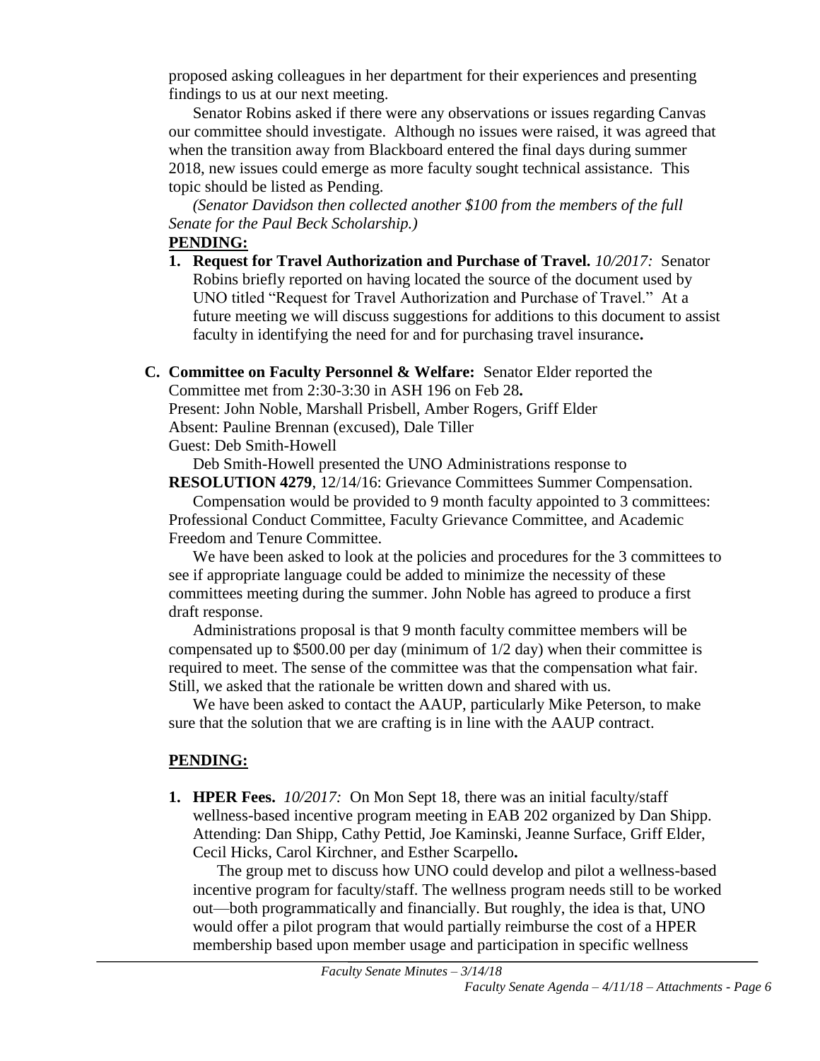proposed asking colleagues in her department for their experiences and presenting findings to us at our next meeting.

Senator Robins asked if there were any observations or issues regarding Canvas our committee should investigate. Although no issues were raised, it was agreed that when the transition away from Blackboard entered the final days during summer 2018, new issues could emerge as more faculty sought technical assistance. This topic should be listed as Pending.

*(Senator Davidson then collected another $100 from the members of the full Senate for the Paul Beck Scholarship.)*

**PENDING:**

1. **Request for Travel Authorization and Purchase of Travel.** *10/2017:* Senator Robins briefly reported on having located the source of the document used by UNO titled "Request for Travel Authorization and Purchase of Travel." At a future meeting we will discuss suggestions for additions to this document to assist faculty in identifying the need for and for purchasing travel insurance**.**

**C. Committee on Faculty Personnel & Welfare:** Senator Elder reported the Committee met from 2:30-3:30 in ASH 196 on Feb 28**.**
Present: John Noble, Marshall Prisbell, Amber Rogers, Griff Elder
Absent: Pauline Brennan (excused), Dale Tiller
Guest: Deb Smith-Howell

Deb Smith-Howell presented the UNO Administrations response to **RESOLUTION 4279**, 12/14/16: Grievance Committees Summer Compensation.

Compensation would be provided to 9 month faculty appointed to 3 committees: Professional Conduct Committee, Faculty Grievance Committee, and Academic Freedom and Tenure Committee.

We have been asked to look at the policies and procedures for the 3 committees to see if appropriate language could be added to minimize the necessity of these committees meeting during the summer. John Noble has agreed to produce a first draft response.

Administrations proposal is that 9 month faculty committee members will be compensated up to $500.00 per day (minimum of 1/2 day) when their committee is required to meet. The sense of the committee was that the compensation what fair. Still, we asked that the rationale be written down and shared with us.

We have been asked to contact the AAUP, particularly Mike Peterson, to make sure that the solution that we are crafting is in line with the AAUP contract.

**PENDING:**

1. **HPER Fees.** *10/2017:* On Mon Sept 18, there was an initial faculty/staff wellness-based incentive program meeting in EAB 202 organized by Dan Shipp. Attending: Dan Shipp, Cathy Pettid, Joe Kaminski, Jeanne Surface, Griff Elder, Cecil Hicks, Carol Kirchner, and Esther Scarpello**.**

   The group met to discuss how UNO could develop and pilot a wellness-based incentive program for faculty/staff. The wellness program needs still to be worked out—both programmatically and financially. But roughly, the idea is that, UNO would offer a pilot program that would partially reimburse the cost of a HPER membership based upon member usage and participation in specific wellness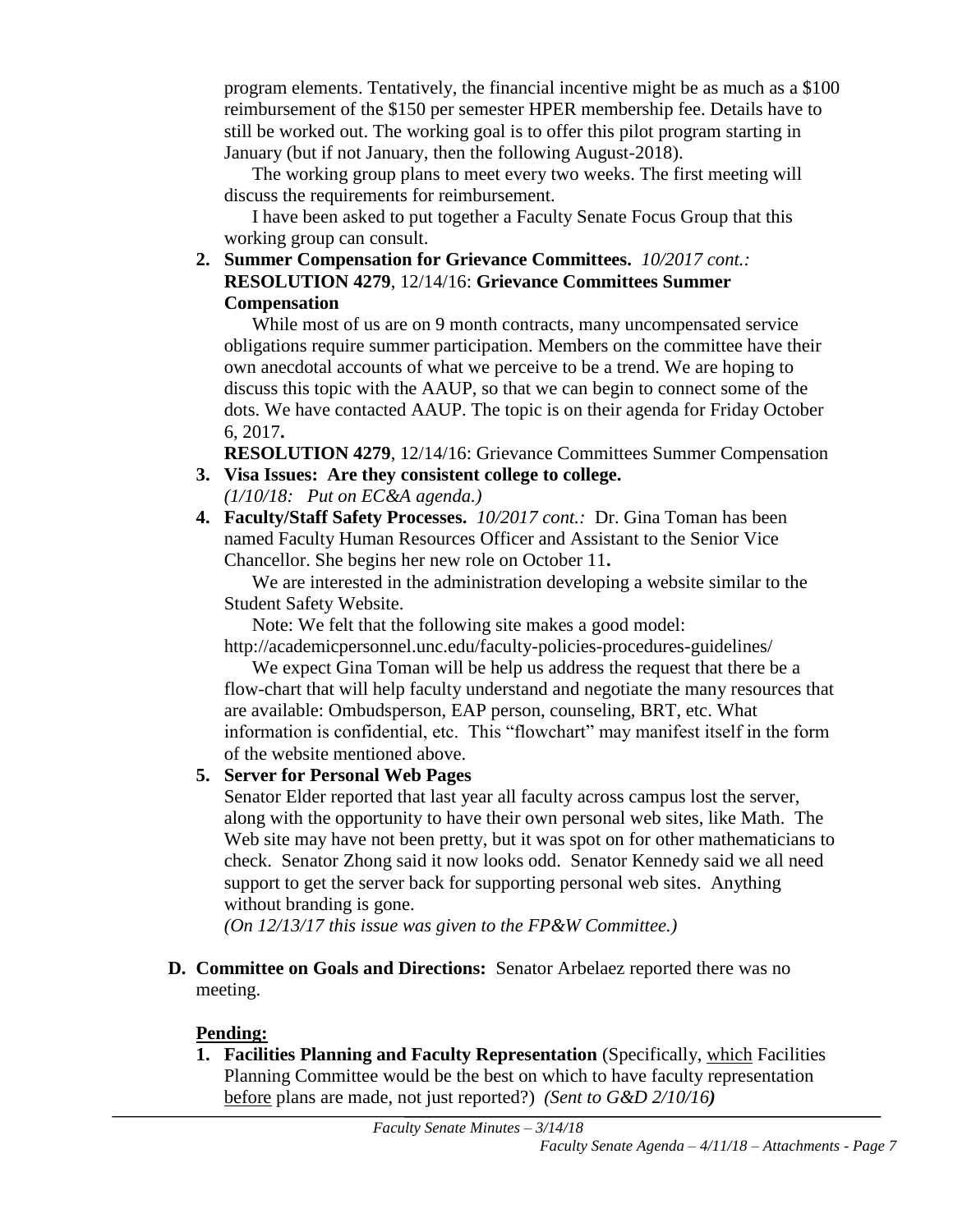program elements. Tentatively, the financial incentive might be as much as a $100 reimbursement of the $150 per semester HPER membership fee. Details have to still be worked out. The working goal is to offer this pilot program starting in January (but if not January, then the following August-2018).

The working group plans to meet every two weeks. The first meeting will discuss the requirements for reimbursement.

I have been asked to put together a Faculty Senate Focus Group that this working group can consult.

2. **Summer Compensation for Grievance Committees.** *10/2017 cont.:* **RESOLUTION 4279**, 12/14/16: **Grievance Committees Summer Compensation**

   While most of us are on 9 month contracts, many uncompensated service obligations require summer participation. Members on the committee have their own anecdotal accounts of what we perceive to be a trend. We are hoping to discuss this topic with the AAUP, so that we can begin to connect some of the dots. We have contacted AAUP. The topic is on their agenda for Friday October 6, 2017**.**

   **RESOLUTION 4279**, 12/14/16: Grievance Committees Summer Compensation

3. **Visa Issues: Are they consistent college to college.**
   *(1/10/18: Put on EC&A agenda.)*

4. **Faculty/Staff Safety Processes.** *10/2017 cont.:* Dr. Gina Toman has been named Faculty Human Resources Officer and Assistant to the Senior Vice Chancellor. She begins her new role on October 11**.**

   We are interested in the administration developing a website similar to the Student Safety Website.

   Note: We felt that the following site makes a good model:
   http://academicpersonnel.unc.edu/faculty-policies-procedures-guidelines/

   We expect Gina Toman will be help us address the request that there be a flow-chart that will help faculty understand and negotiate the many resources that are available: Ombudsperson, EAP person, counseling, BRT, etc. What information is confidential, etc. This "flowchart" may manifest itself in the form of the website mentioned above.

5. **Server for Personal Web Pages**
   Senator Elder reported that last year all faculty across campus lost the server, along with the opportunity to have their own personal web sites, like Math. The Web site may have not been pretty, but it was spot on for other mathematicians to check. Senator Zhong said it now looks odd. Senator Kennedy said we all need support to get the server back for supporting personal web sites. Anything without branding is gone.
   *(On 12/13/17 this issue was given to the FP&W Committee.)*

**D. Committee on Goals and Directions:** Senator Arbelaez reported there was no meeting.

**Pending:**

1. **Facilities Planning and Faculty Representation** (Specifically, which Facilities Planning Committee would be the best on which to have faculty representation before plans are made, not just reported?) *(Sent to G&D 2/10/16)*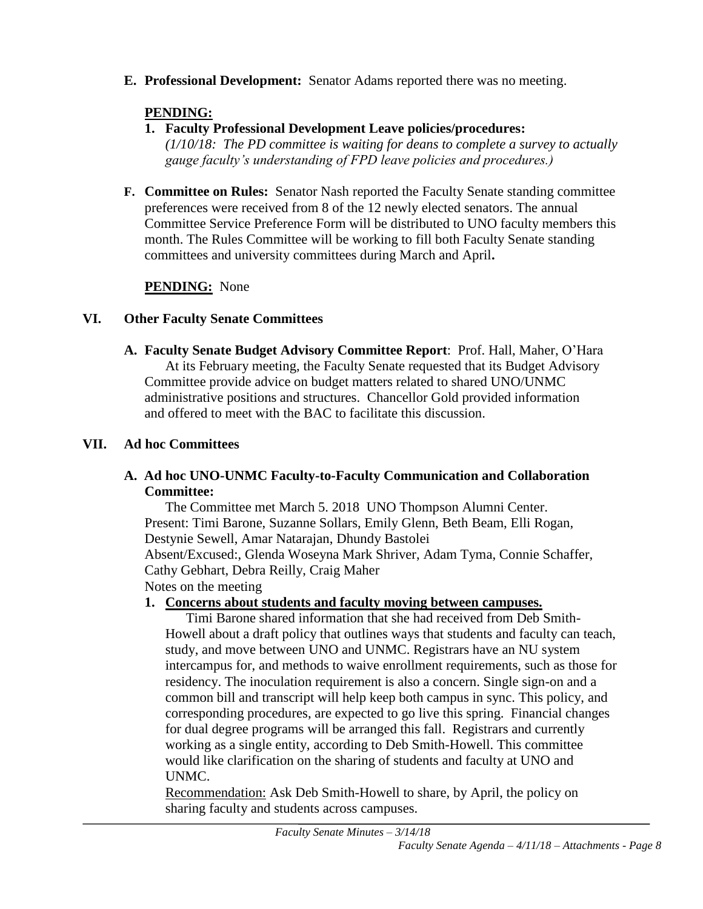**E. Professional Development:** Senator Adams reported there was no meeting.

**PENDING:**

1. **Faculty Professional Development Leave policies/procedures:**
   *(1/10/18: The PD committee is waiting for deans to complete a survey to actually gauge faculty's understanding of FPD leave policies and procedures.)*

**F. Committee on Rules:** Senator Nash reported the Faculty Senate standing committee preferences were received from 8 of the 12 newly elected senators. The annual Committee Service Preference Form will be distributed to UNO faculty members this month. The Rules Committee will be working to fill both Faculty Senate standing committees and university committees during March and April**.**

**PENDING:** None

## VI. Other Faculty Senate Committees

**A. Faculty Senate Budget Advisory Committee Report**: Prof. Hall, Maher, O'Hara

At its February meeting, the Faculty Senate requested that its Budget Advisory Committee provide advice on budget matters related to shared UNO/UNMC administrative positions and structures. Chancellor Gold provided information and offered to meet with the BAC to facilitate this discussion.

## VII. Ad hoc Committees

**A. Ad hoc UNO-UNMC Faculty-to-Faculty Communication and Collaboration Committee:**

The Committee met March 5. 2018 UNO Thompson Alumni Center.
Present: Timi Barone, Suzanne Sollars, Emily Glenn, Beth Beam, Elli Rogan, Destynie Sewell, Amar Natarajan, Dhundy Bastolei
Absent/Excused:, Glenda Woseyna Mark Shriver, Adam Tyma, Connie Schaffer, Cathy Gebhart, Debra Reilly, Craig Maher
Notes on the meeting

1. **Concerns about students and faculty moving between campuses.**

   Timi Barone shared information that she had received from Deb Smith-Howell about a draft policy that outlines ways that students and faculty can teach, study, and move between UNO and UNMC. Registrars have an NU system intercampus for, and methods to waive enrollment requirements, such as those for residency. The inoculation requirement is also a concern. Single sign-on and a common bill and transcript will help keep both campus in sync. This policy, and corresponding procedures, are expected to go live this spring. Financial changes for dual degree programs will be arranged this fall. Registrars and currently working as a single entity, according to Deb Smith-Howell. This committee would like clarification on the sharing of students and faculty at UNO and UNMC.

   Recommendation: Ask Deb Smith-Howell to share, by April, the policy on sharing faculty and students across campuses.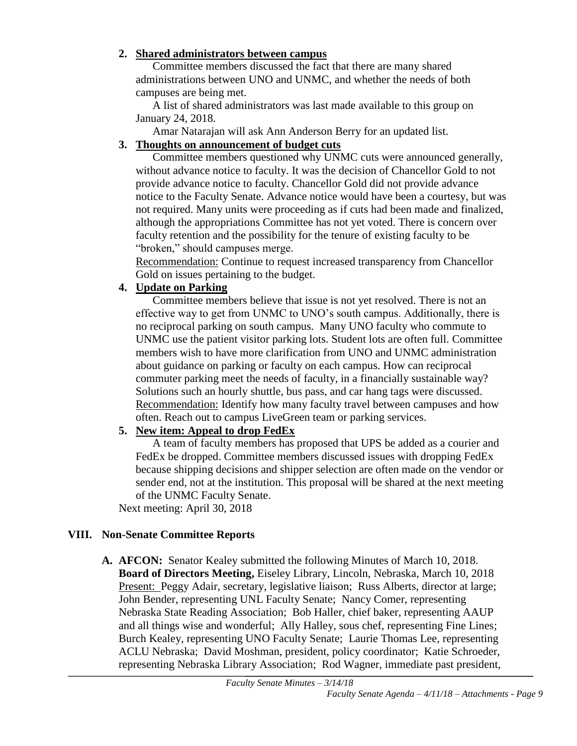2. **Shared administrators between campus**

   Committee members discussed the fact that there are many shared administrations between UNO and UNMC, and whether the needs of both campuses are being met.

   A list of shared administrators was last made available to this group on January 24, 2018.

   Amar Natarajan will ask Ann Anderson Berry for an updated list.

3. **Thoughts on announcement of budget cuts**

   Committee members questioned why UNMC cuts were announced generally, without advance notice to faculty. It was the decision of Chancellor Gold to not provide advance notice to faculty. Chancellor Gold did not provide advance notice to the Faculty Senate. Advance notice would have been a courtesy, but was not required. Many units were proceeding as if cuts had been made and finalized, although the appropriations Committee has not yet voted. There is concern over faculty retention and the possibility for the tenure of existing faculty to be "broken," should campuses merge.

   Recommendation: Continue to request increased transparency from Chancellor Gold on issues pertaining to the budget.

4. **Update on Parking**

   Committee members believe that issue is not yet resolved. There is not an effective way to get from UNMC to UNO's south campus. Additionally, there is no reciprocal parking on south campus. Many UNO faculty who commute to UNMC use the patient visitor parking lots. Student lots are often full. Committee members wish to have more clarification from UNO and UNMC administration about guidance on parking or faculty on each campus. How can reciprocal commuter parking meet the needs of faculty, in a financially sustainable way? Solutions such an hourly shuttle, bus pass, and car hang tags were discussed.

   Recommendation: Identify how many faculty travel between campuses and how often. Reach out to campus LiveGreen team or parking services.

5. **New item: Appeal to drop FedEx**

   A team of faculty members has proposed that UPS be added as a courier and FedEx be dropped. Committee members discussed issues with dropping FedEx because shipping decisions and shipper selection are often made on the vendor or sender end, not at the institution. This proposal will be shared at the next meeting of the UNMC Faculty Senate.

Next meeting: April 30, 2018

## VIII. Non-Senate Committee Reports

**A. AFCON:** Senator Kealey submitted the following Minutes of March 10, 2018.
**Board of Directors Meeting,** Eiseley Library, Lincoln, Nebraska, March 10, 2018
Present: Peggy Adair, secretary, legislative liaison; Russ Alberts, director at large; John Bender, representing UNL Faculty Senate; Nancy Comer, representing Nebraska State Reading Association; Bob Haller, chief baker, representing AAUP and all things wise and wonderful; Ally Halley, sous chef, representing Fine Lines; Burch Kealey, representing UNO Faculty Senate; Laurie Thomas Lee, representing ACLU Nebraska; David Moshman, president, policy coordinator; Katie Schroeder, representing Nebraska Library Association; Rod Wagner, immediate past president,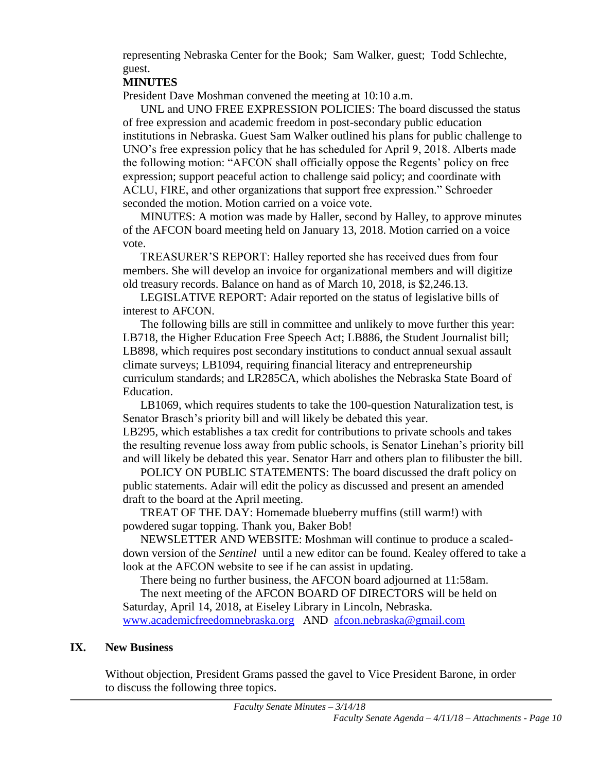representing Nebraska Center for the Book; Sam Walker, guest; Todd Schlechte, guest.

**MINUTES**

President Dave Moshman convened the meeting at 10:10 a.m.

UNL and UNO FREE EXPRESSION POLICIES: The board discussed the status of free expression and academic freedom in post-secondary public education institutions in Nebraska. Guest Sam Walker outlined his plans for public challenge to UNO's free expression policy that he has scheduled for April 9, 2018. Alberts made the following motion: "AFCON shall officially oppose the Regents' policy on free expression; support peaceful action to challenge said policy; and coordinate with ACLU, FIRE, and other organizations that support free expression." Schroeder seconded the motion. Motion carried on a voice vote.

MINUTES: A motion was made by Haller, second by Halley, to approve minutes of the AFCON board meeting held on January 13, 2018. Motion carried on a voice vote.

TREASURER'S REPORT: Halley reported she has received dues from four members. She will develop an invoice for organizational members and will digitize old treasury records. Balance on hand as of March 10, 2018, is $2,246.13.

LEGISLATIVE REPORT: Adair reported on the status of legislative bills of interest to AFCON.

The following bills are still in committee and unlikely to move further this year: LB718, the Higher Education Free Speech Act; LB886, the Student Journalist bill; LB898, which requires post secondary institutions to conduct annual sexual assault climate surveys; LB1094, requiring financial literacy and entrepreneurship curriculum standards; and LR285CA, which abolishes the Nebraska State Board of Education.

LB1069, which requires students to take the 100-question Naturalization test, is Senator Brasch's priority bill and will likely be debated this year.

LB295, which establishes a tax credit for contributions to private schools and takes the resulting revenue loss away from public schools, is Senator Linehan's priority bill and will likely be debated this year. Senator Harr and others plan to filibuster the bill.

POLICY ON PUBLIC STATEMENTS: The board discussed the draft policy on public statements. Adair will edit the policy as discussed and present an amended draft to the board at the April meeting.

TREAT OF THE DAY: Homemade blueberry muffins (still warm!) with powdered sugar topping. Thank you, Baker Bob!

NEWSLETTER AND WEBSITE: Moshman will continue to produce a scaled-down version of the *Sentinel* until a new editor can be found. Kealey offered to take a look at the AFCON website to see if he can assist in updating.

There being no further business, the AFCON board adjourned at 11:58am.

The next meeting of the AFCON BOARD OF DIRECTORS will be held on Saturday, April 14, 2018, at Eiseley Library in Lincoln, Nebraska.
www.academicfreedomnebraska.org AND afcon.nebraska@gmail.com

## IX. New Business

Without objection, President Grams passed the gavel to Vice President Barone, in order to discuss the following three topics.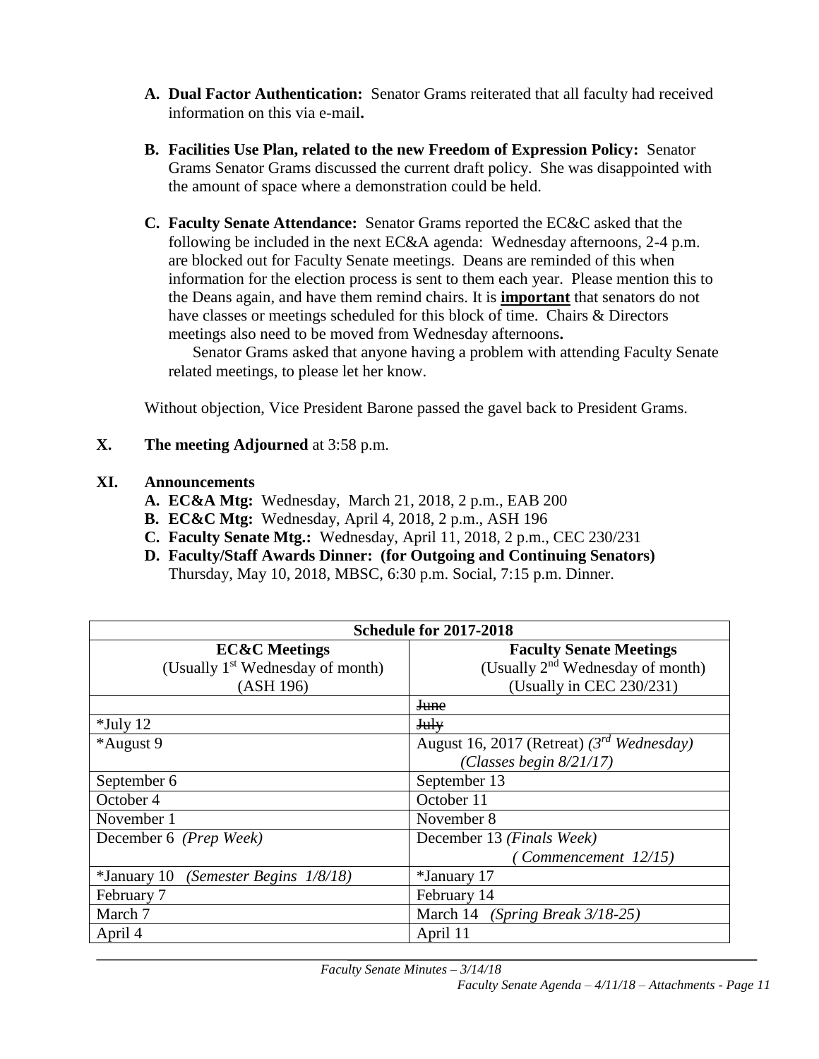A. **Dual Factor Authentication:** Senator Grams reiterated that all faculty had received information on this via e-mail**.**

B. **Facilities Use Plan, related to the new Freedom of Expression Policy:** Senator Grams Senator Grams discussed the current draft policy. She was disappointed with the amount of space where a demonstration could be held.

C. **Faculty Senate Attendance:** Senator Grams reported the EC&C asked that the following be included in the next EC&A agenda: Wednesday afternoons, 2-4 p.m. are blocked out for Faculty Senate meetings. Deans are reminded of this when information for the election process is sent to them each year. Please mention this to the Deans again, and have them remind chairs. It is **important** that senators do not have classes or meetings scheduled for this block of time. Chairs & Directors meetings also need to be moved from Wednesday afternoons**.**

   Senator Grams asked that anyone having a problem with attending Faculty Senate related meetings, to please let her know.

Without objection, Vice President Barone passed the gavel back to President Grams.

**X. The meeting Adjourned** at 3:58 p.m.

**XI. Announcements**

A. **EC&A Mtg:** Wednesday, March 21, 2018, 2 p.m., EAB 200
B. **EC&C Mtg:** Wednesday, April 4, 2018, 2 p.m., ASH 196
C. **Faculty Senate Mtg.:** Wednesday, April 11, 2018, 2 p.m., CEC 230/231
D. **Faculty/Staff Awards Dinner: (for Outgoing and Continuing Senators)** Thursday, May 10, 2018, MBSC, 6:30 p.m. Social, 7:15 p.m. Dinner.

| **Schedule for 2017-2018** | |
|---|---|
| **EC&C Meetings** (Usually 1st Wednesday of month) (ASH 196) | **Faculty Senate Meetings** (Usually 2nd Wednesday of month) (Usually in CEC 230/231) |
| | ~~June~~ |
| *July 12 | ~~July~~ |
| *August 9 | August 16, 2017 (Retreat) *(3rd Wednesday)* *(Classes begin 8/21/17)* |
| September 6 | September 13 |
| October 4 | October 11 |
| November 1 | November 8 |
| December 6 *(Prep Week)* | December 13 *(Finals Week)* *(Commencement 12/15)* |
| *January 10 *(Semester Begins 1/8/18)* | *January 17 |
| February 7 | February 14 |
| March 7 | March 14 *(Spring Break 3/18-25)* |
| April 4 | April 11 |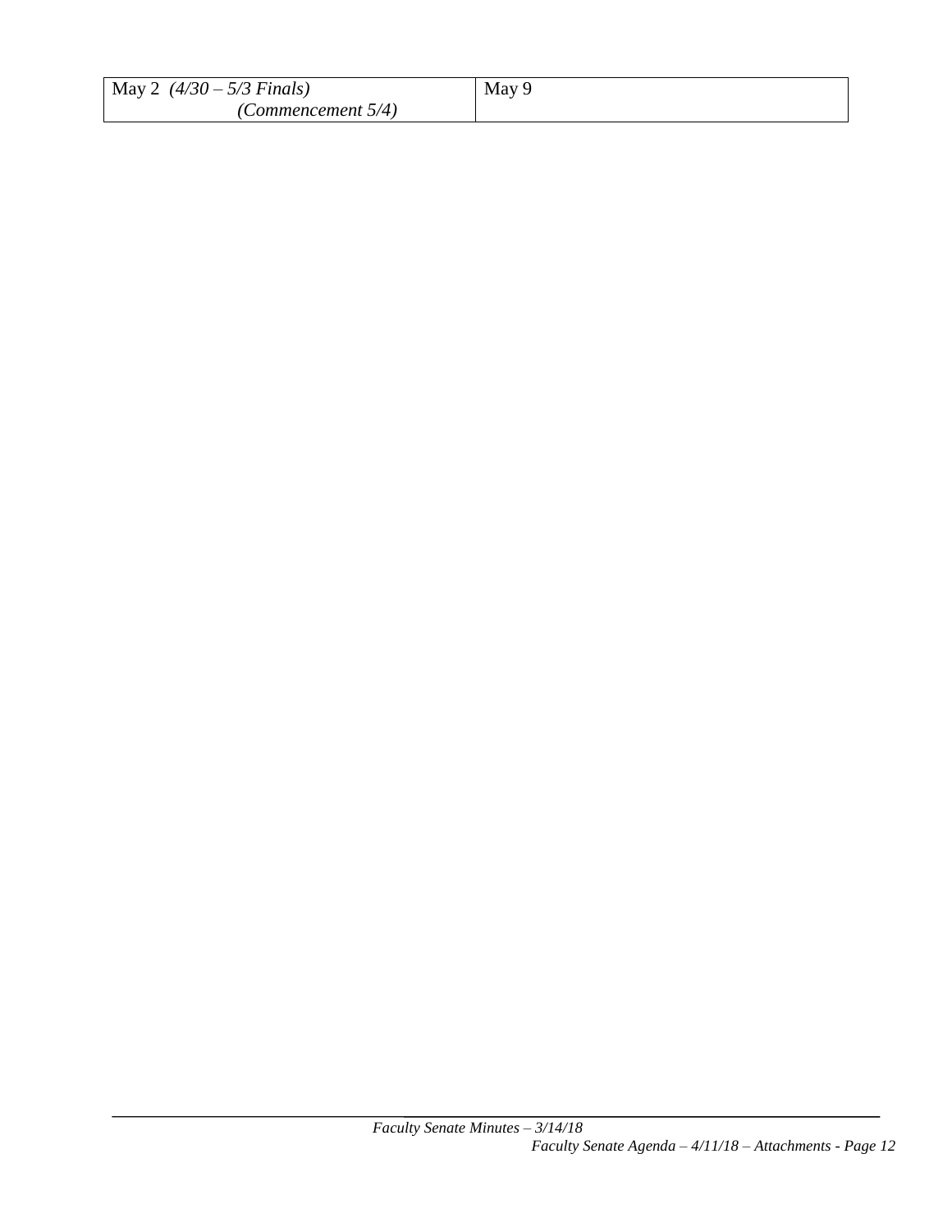| | |
|---|---|
| May 2 *(4/30 – 5/3 Finals)* *(Commencement 5/4)* | May 9 |